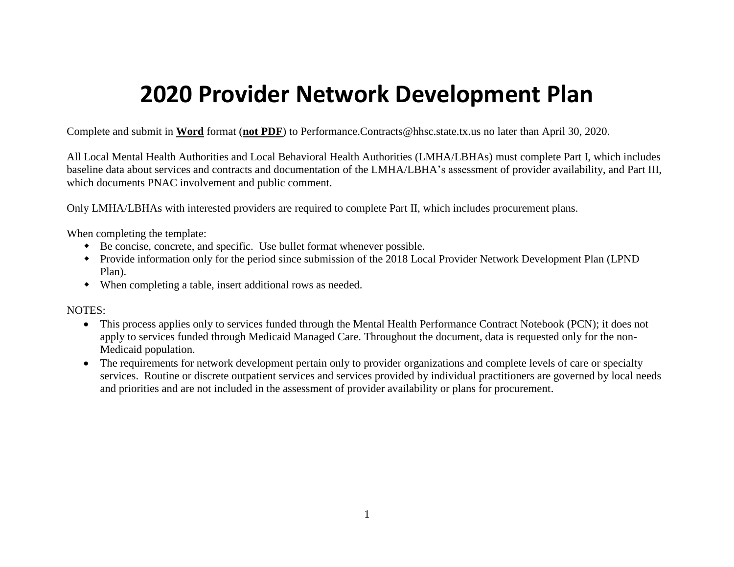# 2020 Provider Network Development Plan

Complete and submit in **Word** format (**not PDF**) to Performance.Contracts@hhsc.state.tx.us no later than April 30, 2020.

All Local Mental Health Authorities and Local Behavioral Health Authorities (LMHA/LBHAs) must complete Part I, which includes baseline data about services and contracts and documentation of the LMHA/LBHA's assessment of provider availability, and Part III, which documents PNAC involvement and public comment.

Only LMHA/LBHAs with interested providers are required to complete Part II, which includes procurement plans.

When completing the template:

- Be concise, concrete, and specific. Use bullet format whenever possible.
- Provide information only for the period since submission of the 2018 Local Provider Network Development Plan (LPND Plan).
- When completing a table, insert additional rows as needed.

NOTES:

- This process applies only to services funded through the Mental Health Performance Contract Notebook (PCN); it does not apply to services funded through Medicaid Managed Care. Throughout the document, data is requested only for the non-Medicaid population.
- The requirements for network development pertain only to provider organizations and complete levels of care or specialty services. Routine or discrete outpatient services and services provided by individual practitioners are governed by local needs and priorities and are not included in the assessment of provider availability or plans for procurement.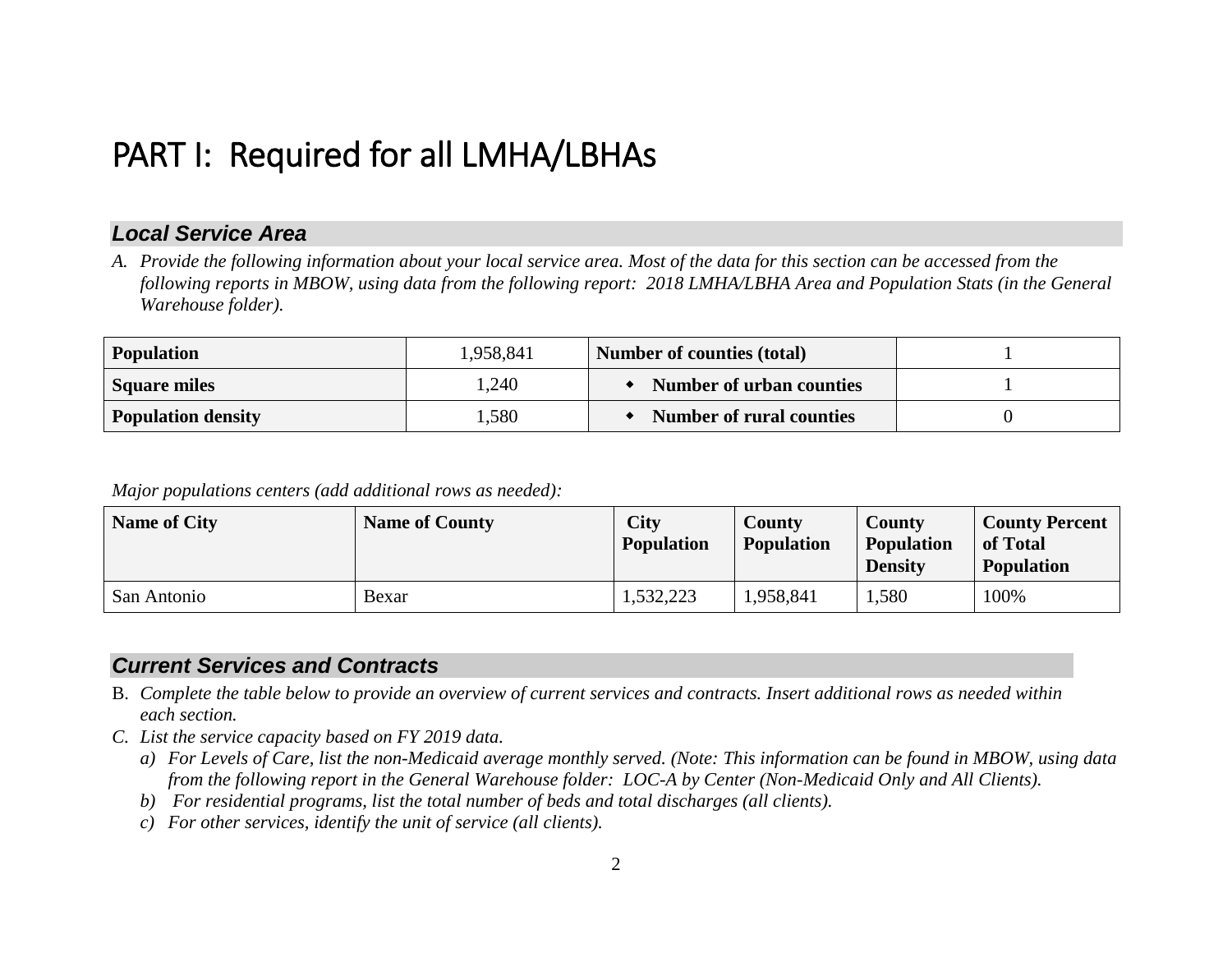# PART I: Required for all LMHA/LBHAs

### *Local Service Area*

A. *Provide the following information about your local service area. Most of the data for this section can be accessed from the following reports in MBOW, using data from the following report: 2018 LMHA/LBHA Area and Population Stats (in the General Warehouse folder).*

| **Population** | 1,958,841 | **Number of counties (total)** | 1 |
|---|---|---|---|
| **Square miles** | 1,240 | ◆ **Number of urban counties** | 1 |
| **Population density** | 1,580 | ◆ **Number of rural counties** | 0 |

*Major populations centers (add additional rows as needed):*

| Name of City | Name of County | City Population | County Population | County Population Density | County Percent of Total Population |
|---|---|---|---|---|---|
| San Antonio | Bexar | 1,532,223 | 1,958,841 | 1,580 | 100% |

### *Current Services and Contracts*

B. *Complete the table below to provide an overview of current services and contracts. Insert additional rows as needed within each section.*

C. *List the service capacity based on FY 2019 data.*
   a) *For Levels of Care, list the non-Medicaid average monthly served. (Note: This information can be found in MBOW, using data from the following report in the General Warehouse folder: LOC-A by Center (Non-Medicaid Only and All Clients).*
   b) *For residential programs, list the total number of beds and total discharges (all clients).*
   c) *For other services, identify the unit of service (all clients).*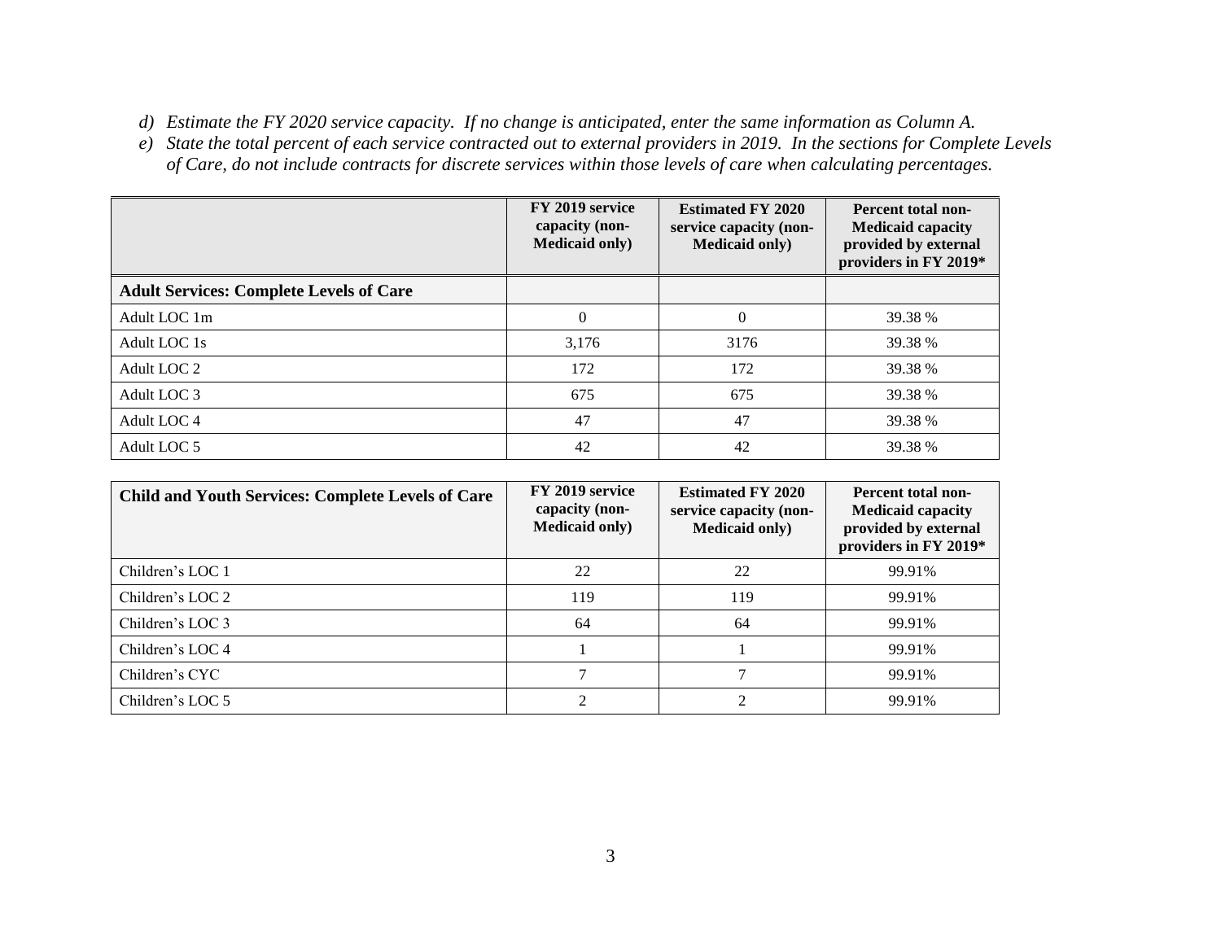*d) Estimate the FY 2020 service capacity. If no change is anticipated, enter the same information as Column A.*

*e) State the total percent of each service contracted out to external providers in 2019. In the sections for Complete Levels of Care, do not include contracts for discrete services within those levels of care when calculating percentages.*

| | **FY 2019 service capacity (non-Medicaid only)** | **Estimated FY 2020 service capacity (non-Medicaid only)** | **Percent total non-Medicaid capacity provided by external providers in FY 2019*** |
|---|---|---|---|
| **Adult Services: Complete Levels of Care** | | | |
| Adult LOC 1m | 0 | 0 | 39.38 % |
| Adult LOC 1s | 3,176 | 3176 | 39.38 % |
| Adult LOC 2 | 172 | 172 | 39.38 % |
| Adult LOC 3 | 675 | 675 | 39.38 % |
| Adult LOC 4 | 47 | 47 | 39.38 % |
| Adult LOC 5 | 42 | 42 | 39.38 % |

| **Child and Youth Services: Complete Levels of Care** | **FY 2019 service capacity (non-Medicaid only)** | **Estimated FY 2020 service capacity (non-Medicaid only)** | **Percent total non-Medicaid capacity provided by external providers in FY 2019*** |
|---|---|---|---|
| Children's LOC 1 | 22 | 22 | 99.91% |
| Children's LOC 2 | 119 | 119 | 99.91% |
| Children's LOC 3 | 64 | 64 | 99.91% |
| Children's LOC 4 | 1 | 1 | 99.91% |
| Children's CYC | 7 | 7 | 99.91% |
| Children's LOC 5 | 2 | 2 | 99.91% |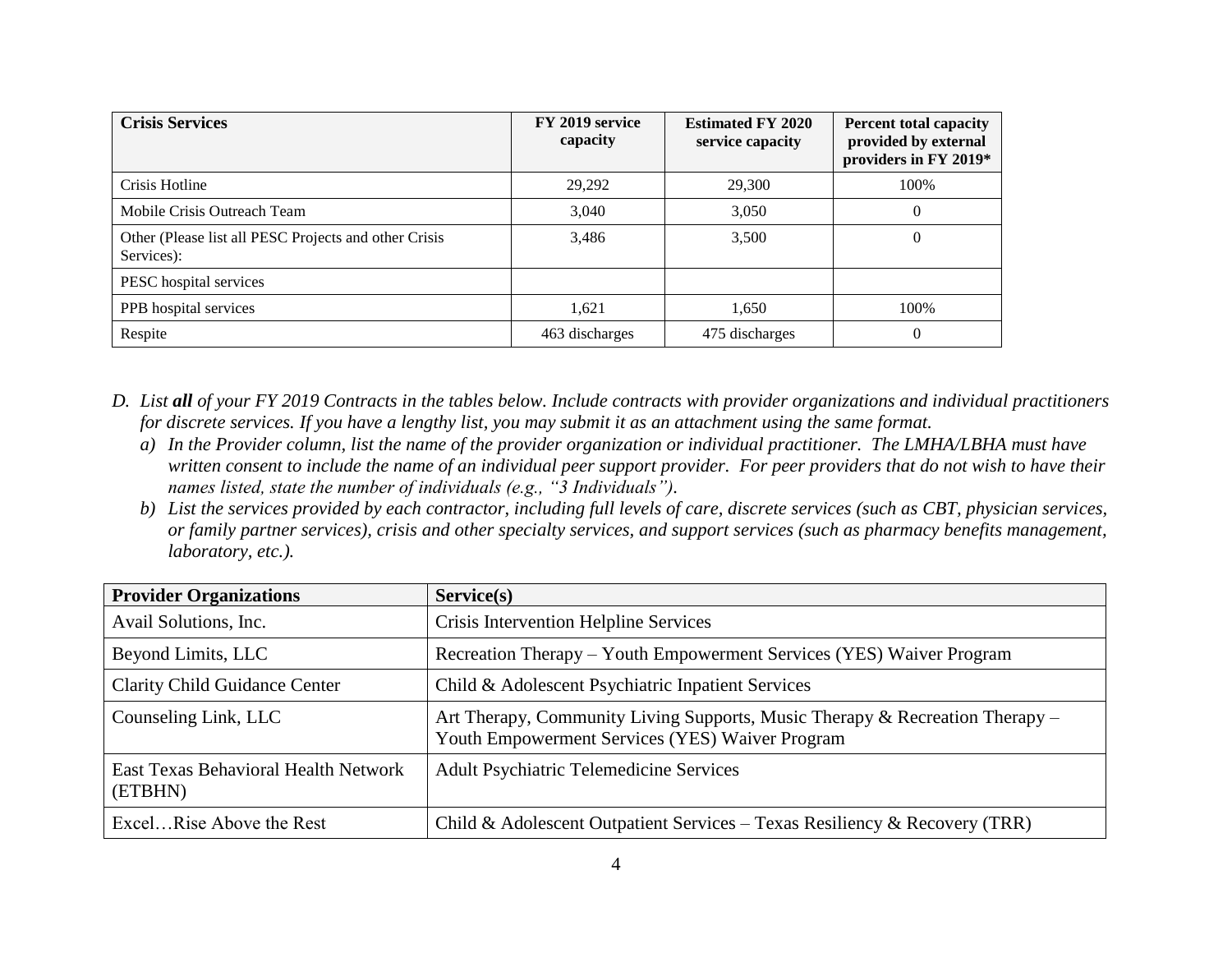| Crisis Services | FY 2019 service capacity | Estimated FY 2020 service capacity | Percent total capacity provided by external providers in FY 2019* |
|---|---|---|---|
| Crisis Hotline | 29,292 | 29,300 | 100% |
| Mobile Crisis Outreach Team | 3,040 | 3,050 | 0 |
| Other (Please list all PESC Projects and other Crisis Services): | 3,486 | 3,500 | 0 |
| PESC hospital services | | | |
| PPB hospital services | 1,621 | 1,650 | 100% |
| Respite | 463 discharges | 475 discharges | 0 |

D. *List **all** of your FY 2019 Contracts in the tables below. Include contracts with provider organizations and individual practitioners for discrete services. If you have a lengthy list, you may submit it as an attachment using the same format.*
   a) *In the Provider column, list the name of the provider organization or individual practitioner. The LMHA/LBHA must have written consent to include the name of an individual peer support provider. For peer providers that do not wish to have their names listed, state the number of individuals (e.g., "3 Individuals").*
   b) *List the services provided by each contractor, including full levels of care, discrete services (such as CBT, physician services, or family partner services), crisis and other specialty services, and support services (such as pharmacy benefits management, laboratory, etc.).*

| Provider Organizations | Service(s) |
|---|---|
| Avail Solutions, Inc. | Crisis Intervention Helpline Services |
| Beyond Limits, LLC | Recreation Therapy – Youth Empowerment Services (YES) Waiver Program |
| Clarity Child Guidance Center | Child & Adolescent Psychiatric Inpatient Services |
| Counseling Link, LLC | Art Therapy, Community Living Supports, Music Therapy & Recreation Therapy – Youth Empowerment Services (YES) Waiver Program |
| East Texas Behavioral Health Network (ETBHN) | Adult Psychiatric Telemedicine Services |
| Excel…Rise Above the Rest | Child & Adolescent Outpatient Services – Texas Resiliency & Recovery (TRR) |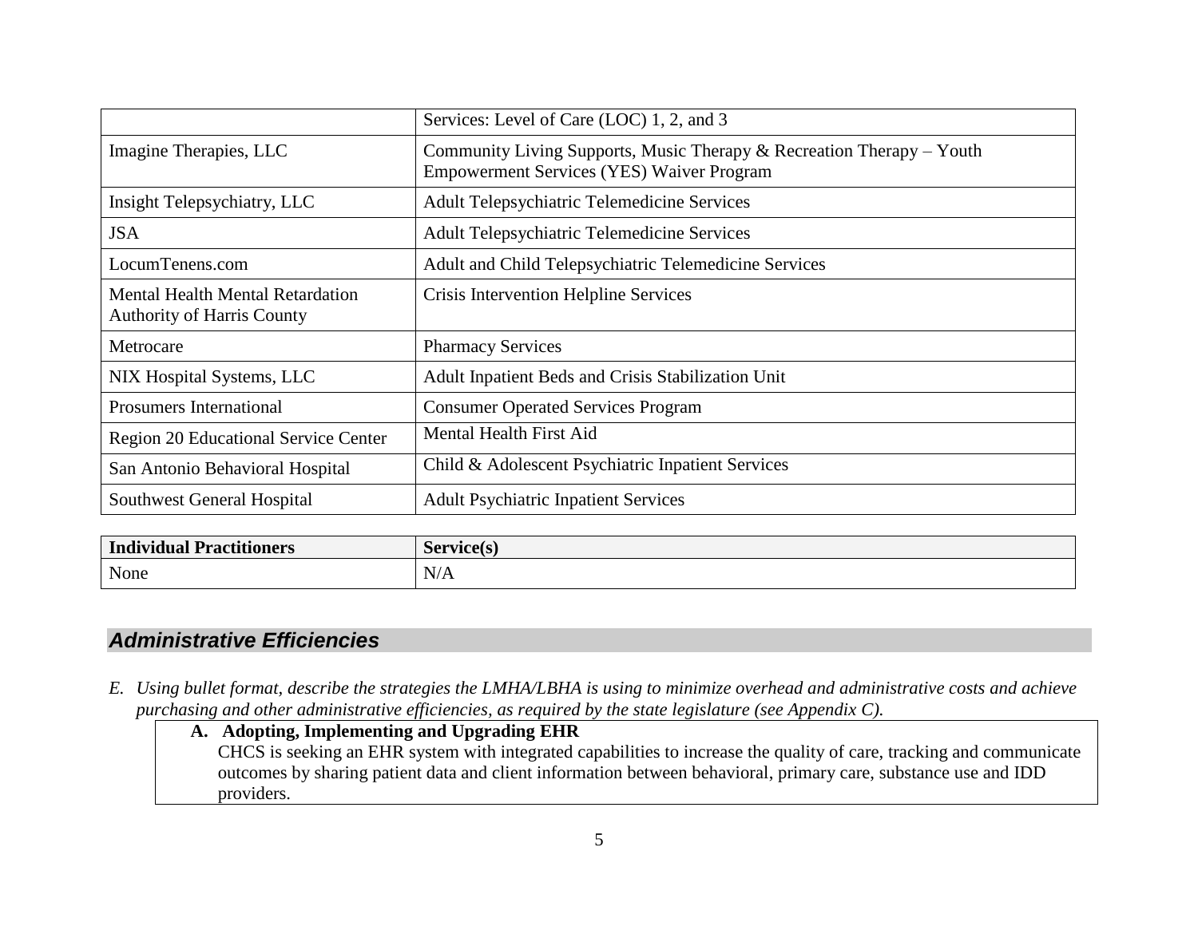| | |
|---|---|
| | Services: Level of Care (LOC) 1, 2, and 3 |
| Imagine Therapies, LLC | Community Living Supports, Music Therapy & Recreation Therapy – Youth Empowerment Services (YES) Waiver Program |
| Insight Telepsychiatry, LLC | Adult Telepsychiatric Telemedicine Services |
| JSA | Adult Telepsychiatric Telemedicine Services |
| LocumTenens.com | Adult and Child Telepsychiatric Telemedicine Services |
| Mental Health Mental Retardation Authority of Harris County | Crisis Intervention Helpline Services |
| Metrocare | Pharmacy Services |
| NIX Hospital Systems, LLC | Adult Inpatient Beds and Crisis Stabilization Unit |
| Prosumers International | Consumer Operated Services Program |
| Region 20 Educational Service Center | Mental Health First Aid |
| San Antonio Behavioral Hospital | Child & Adolescent Psychiatric Inpatient Services |
| Southwest General Hospital | Adult Psychiatric Inpatient Services |

| **Individual Practitioners** | **Service(s)** |
|---|---|
| None | N/A |

## ***Administrative Efficiencies***

*E. Using bullet format, describe the strategies the LMHA/LBHA is using to minimize overhead and administrative costs and achieve purchasing and other administrative efficiencies, as required by the state legislature (see Appendix C).*

**A. Adopting, Implementing and Upgrading EHR**

CHCS is seeking an EHR system with integrated capabilities to increase the quality of care, tracking and communicate outcomes by sharing patient data and client information between behavioral, primary care, substance use and IDD providers.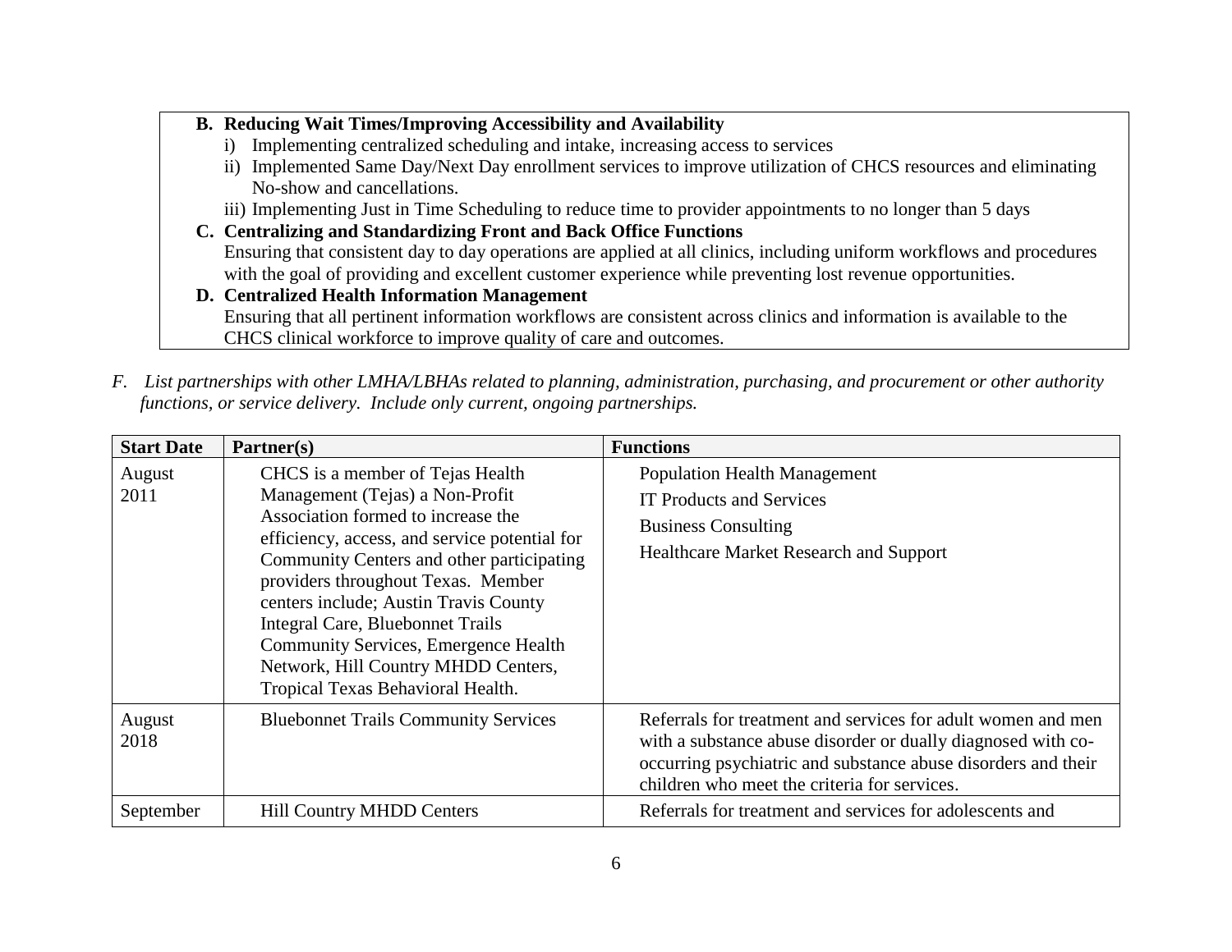**B. Reducing Wait Times/Improving Accessibility and Availability**

i) Implementing centralized scheduling and intake, increasing access to services

ii) Implemented Same Day/Next Day enrollment services to improve utilization of CHCS resources and eliminating No-show and cancellations.

iii) Implementing Just in Time Scheduling to reduce time to provider appointments to no longer than 5 days

**C. Centralizing and Standardizing Front and Back Office Functions**

Ensuring that consistent day to day operations are applied at all clinics, including uniform workflows and procedures with the goal of providing and excellent customer experience while preventing lost revenue opportunities.

**D. Centralized Health Information Management**

Ensuring that all pertinent information workflows are consistent across clinics and information is available to the CHCS clinical workforce to improve quality of care and outcomes.

*F. List partnerships with other LMHA/LBHAs related to planning, administration, purchasing, and procurement or other authority functions, or service delivery. Include only current, ongoing partnerships.*

| Start Date | Partner(s) | Functions |
|---|---|---|
| August 2011 | CHCS is a member of Tejas Health Management (Tejas) a Non-Profit Association formed to increase the efficiency, access, and service potential for Community Centers and other participating providers throughout Texas. Member centers include; Austin Travis County Integral Care, Bluebonnet Trails Community Services, Emergence Health Network, Hill Country MHDD Centers, Tropical Texas Behavioral Health. | Population Health Management<br>IT Products and Services<br>Business Consulting<br>Healthcare Market Research and Support |
| August 2018 | Bluebonnet Trails Community Services | Referrals for treatment and services for adult women and men with a substance abuse disorder or dually diagnosed with co-occurring psychiatric and substance abuse disorders and their children who meet the criteria for services. |
| September | Hill Country MHDD Centers | Referrals for treatment and services for adolescents and |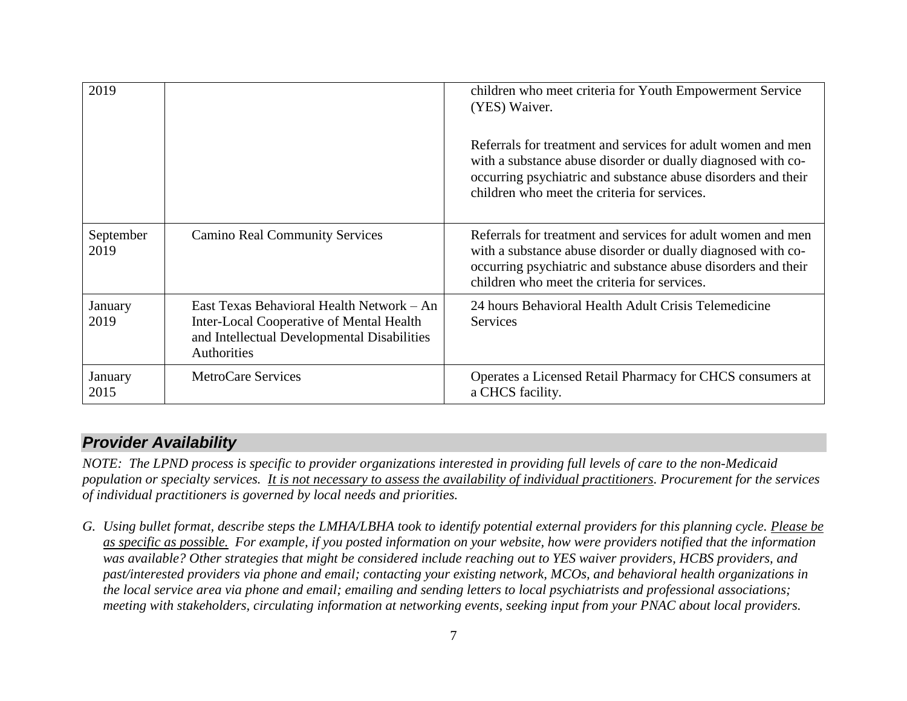| | | |
|---|---|---|
| 2019 | | children who meet criteria for Youth Empowerment Service (YES) Waiver.<br><br>Referrals for treatment and services for adult women and men with a substance abuse disorder or dually diagnosed with co-occurring psychiatric and substance abuse disorders and their children who meet the criteria for services. |
| September 2019 | Camino Real Community Services | Referrals for treatment and services for adult women and men with a substance abuse disorder or dually diagnosed with co-occurring psychiatric and substance abuse disorders and their children who meet the criteria for services. |
| January 2019 | East Texas Behavioral Health Network – An Inter-Local Cooperative of Mental Health and Intellectual Developmental Disabilities Authorities | 24 hours Behavioral Health Adult Crisis Telemedicine Services |
| January 2015 | MetroCare Services | Operates a Licensed Retail Pharmacy for CHCS consumers at a CHCS facility. |

## *Provider Availability*

*NOTE: The LPND process is specific to provider organizations interested in providing full levels of care to the non-Medicaid population or specialty services. It is not necessary to assess the availability of individual practitioners. Procurement for the services of individual practitioners is governed by local needs and priorities.*

G. *Using bullet format, describe steps the LMHA/LBHA took to identify potential external providers for this planning cycle. Please be as specific as possible. For example, if you posted information on your website, how were providers notified that the information was available? Other strategies that might be considered include reaching out to YES waiver providers, HCBS providers, and past/interested providers via phone and email; contacting your existing network, MCOs, and behavioral health organizations in the local service area via phone and email; emailing and sending letters to local psychiatrists and professional associations; meeting with stakeholders, circulating information at networking events, seeking input from your PNAC about local providers.*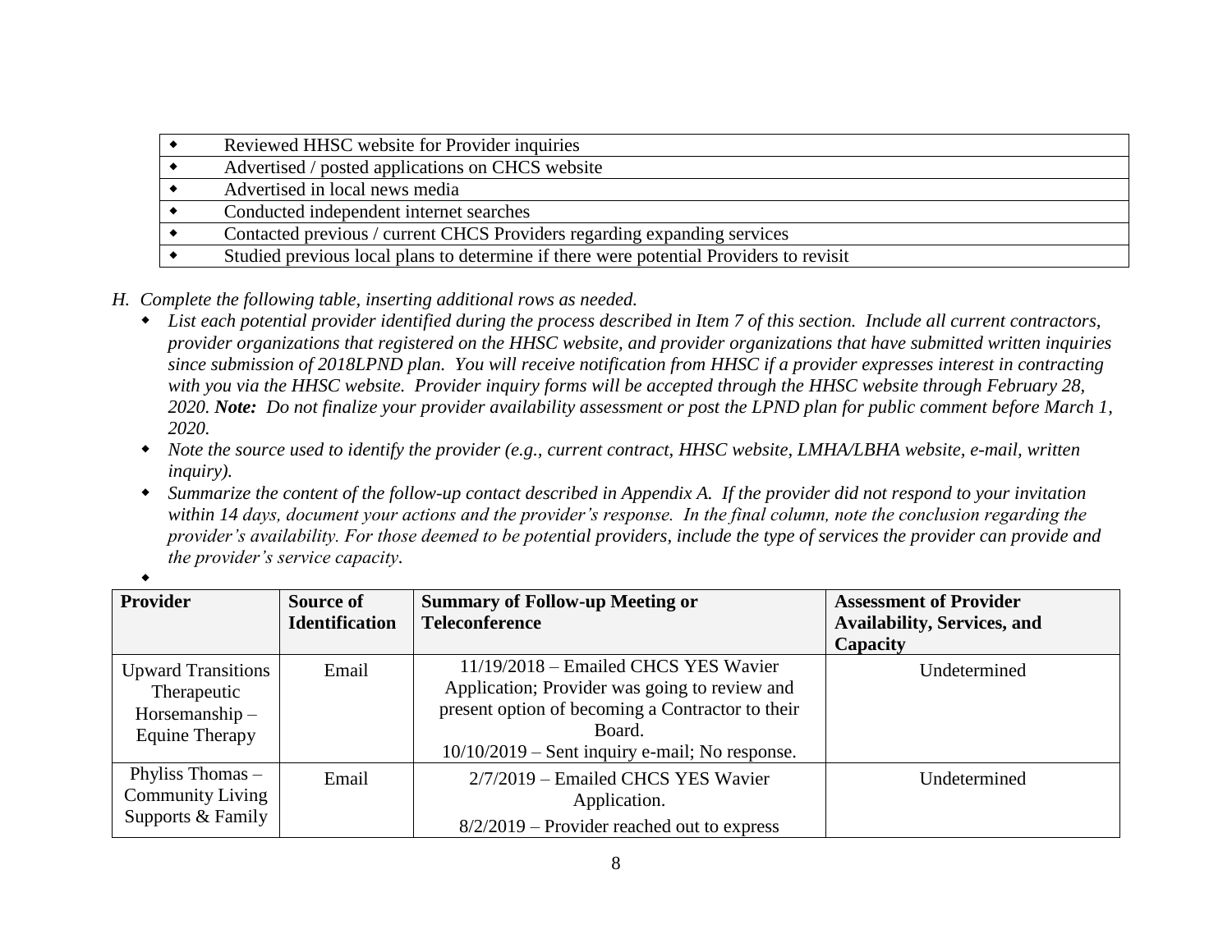| ◆ | Reviewed HHSC website for Provider inquiries |
|---|---|
| ◆ | Advertised / posted applications on CHCS website |
| ◆ | Advertised in local news media |
| ◆ | Conducted independent internet searches |
| ◆ | Contacted previous / current CHCS Providers regarding expanding services |
| ◆ | Studied previous local plans to determine if there were potential Providers to revisit |

H. *Complete the following table, inserting additional rows as needed.*

- *List each potential provider identified during the process described in Item 7 of this section. Include all current contractors, provider organizations that registered on the HHSC website, and provider organizations that have submitted written inquiries since submission of 2018LPND plan. You will receive notification from HHSC if a provider expresses interest in contracting with you via the HHSC website. Provider inquiry forms will be accepted through the HHSC website through February 28, 2020.* ***Note:*** *Do not finalize your provider availability assessment or post the LPND plan for public comment before March 1, 2020.*
- *Note the source used to identify the provider (e.g., current contract, HHSC website, LMHA/LBHA website, e-mail, written inquiry).*
- *Summarize the content of the follow-up contact described in Appendix A. If the provider did not respond to your invitation within 14 days, document your actions and the provider's response. In the final column, note the conclusion regarding the provider's availability. For those deemed to be potential providers, include the type of services the provider can provide and the provider's service capacity.*
- 

| Provider | Source of Identification | Summary of Follow-up Meeting or Teleconference | Assessment of Provider Availability, Services, and Capacity |
|---|---|---|---|
| Upward Transitions Therapeutic Horsemanship – Equine Therapy | Email | 11/19/2018 – Emailed CHCS YES Wavier Application; Provider was going to review and present option of becoming a Contractor to their Board.<br>10/10/2019 – Sent inquiry e-mail; No response. | Undetermined |
| Phyliss Thomas – Community Living Supports & Family | Email | 2/7/2019 – Emailed CHCS YES Wavier Application.<br>8/2/2019 – Provider reached out to express | Undetermined |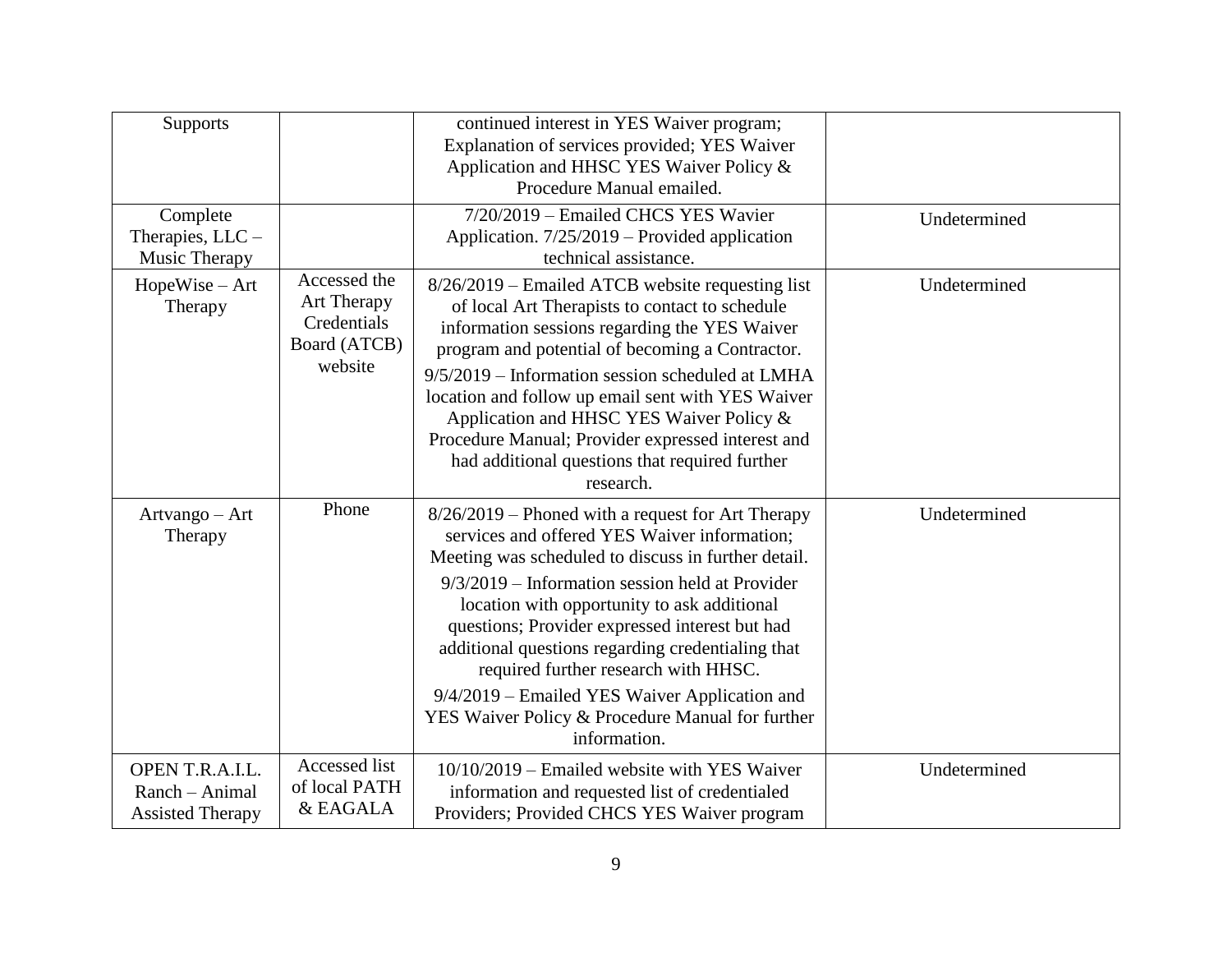| Supports | | continued interest in YES Waiver program; Explanation of services provided; YES Waiver Application and HHSC YES Waiver Policy & Procedure Manual emailed. | |
|---|---|---|---|
| Complete Therapies, LLC – Music Therapy | | 7/20/2019 – Emailed CHCS YES Wavier Application. 7/25/2019 – Provided application technical assistance. | Undetermined |
| HopeWise – Art Therapy | Accessed the Art Therapy Credentials Board (ATCB) website | 8/26/2019 – Emailed ATCB website requesting list of local Art Therapists to contact to schedule information sessions regarding the YES Waiver program and potential of becoming a Contractor. 9/5/2019 – Information session scheduled at LMHA location and follow up email sent with YES Waiver Application and HHSC YES Waiver Policy & Procedure Manual; Provider expressed interest and had additional questions that required further research. | Undetermined |
| Artvango – Art Therapy | Phone | 8/26/2019 – Phoned with a request for Art Therapy services and offered YES Waiver information; Meeting was scheduled to discuss in further detail. 9/3/2019 – Information session held at Provider location with opportunity to ask additional questions; Provider expressed interest but had additional questions regarding credentialing that required further research with HHSC. 9/4/2019 – Emailed YES Waiver Application and YES Waiver Policy & Procedure Manual for further information. | Undetermined |
| OPEN T.R.A.I.L. Ranch – Animal Assisted Therapy | Accessed list of local PATH & EAGALA | 10/10/2019 – Emailed website with YES Waiver information and requested list of credentialed Providers; Provided CHCS YES Waiver program | Undetermined |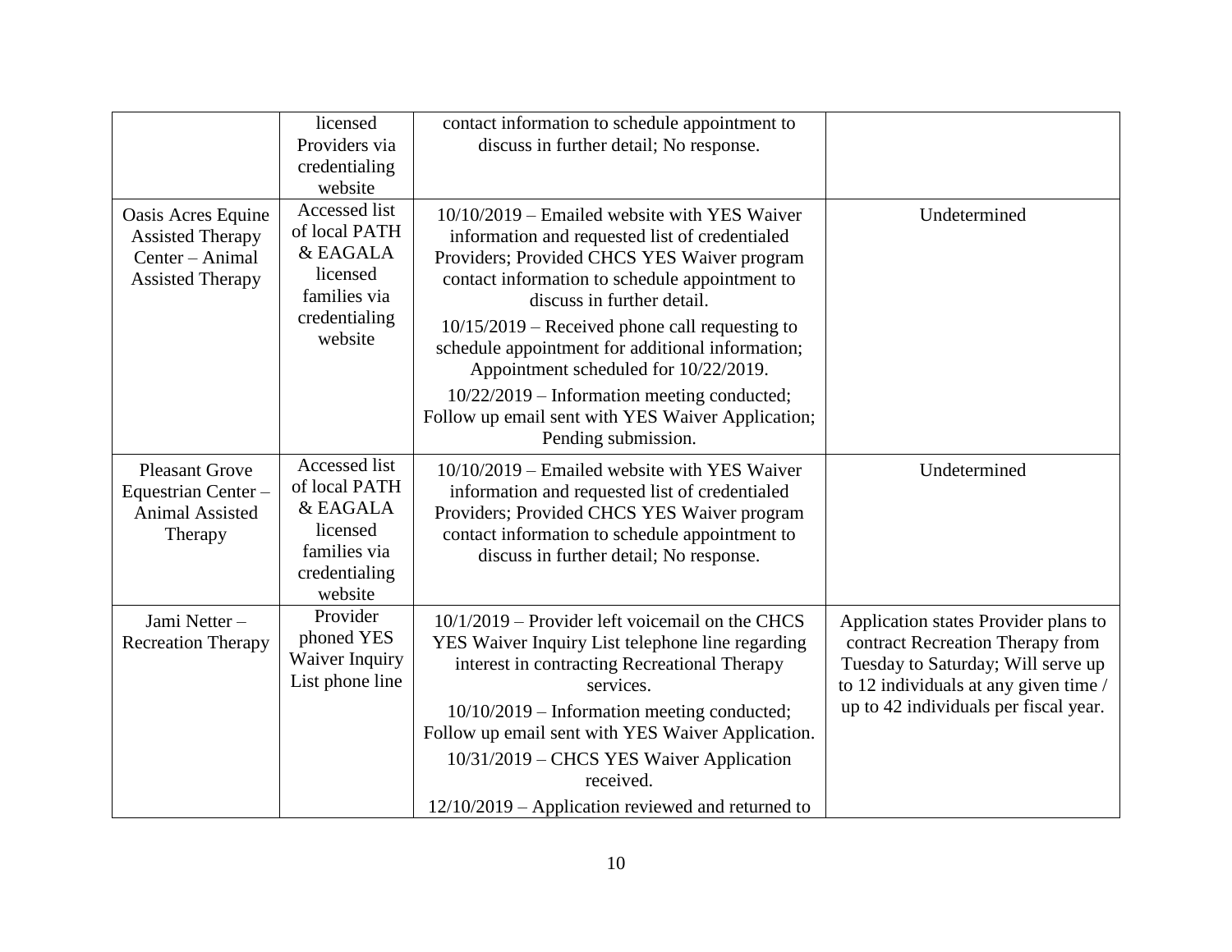| | | | |
|---|---|---|---|
| | licensed Providers via credentialing website | contact information to schedule appointment to discuss in further detail; No response. | |
| Oasis Acres Equine Assisted Therapy Center – Animal Assisted Therapy | Accessed list of local PATH & EAGALA licensed families via credentialing website | 10/10/2019 – Emailed website with YES Waiver information and requested list of credentialed Providers; Provided CHCS YES Waiver program contact information to schedule appointment to discuss in further detail.<br>10/15/2019 – Received phone call requesting to schedule appointment for additional information; Appointment scheduled for 10/22/2019.<br>10/22/2019 – Information meeting conducted; Follow up email sent with YES Waiver Application; Pending submission. | Undetermined |
| Pleasant Grove Equestrian Center – Animal Assisted Therapy | Accessed list of local PATH & EAGALA licensed families via credentialing website | 10/10/2019 – Emailed website with YES Waiver information and requested list of credentialed Providers; Provided CHCS YES Waiver program contact information to schedule appointment to discuss in further detail; No response. | Undetermined |
| Jami Netter – Recreation Therapy | Provider phoned YES Waiver Inquiry List phone line | 10/1/2019 – Provider left voicemail on the CHCS YES Waiver Inquiry List telephone line regarding interest in contracting Recreational Therapy services.<br>10/10/2019 – Information meeting conducted; Follow up email sent with YES Waiver Application.<br>10/31/2019 – CHCS YES Waiver Application received.<br>12/10/2019 – Application reviewed and returned to | Application states Provider plans to contract Recreation Therapy from Tuesday to Saturday; Will serve up to 12 individuals at any given time / up to 42 individuals per fiscal year. |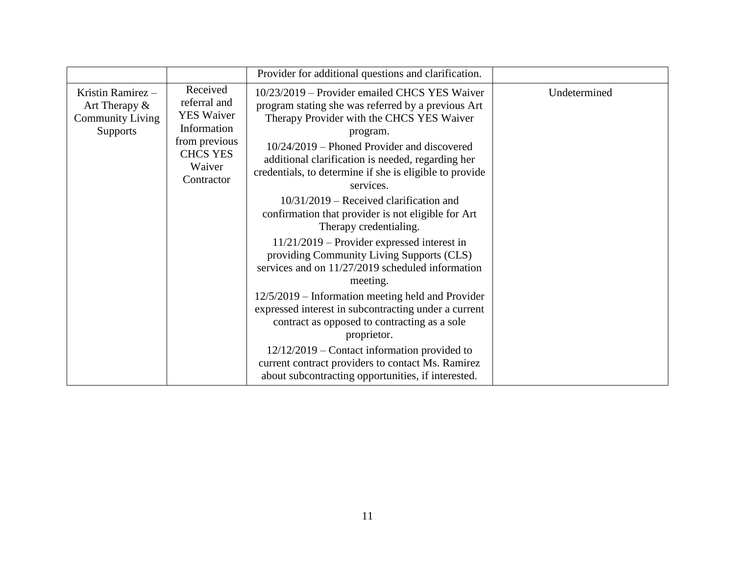| | | | |
|---|---|---|---|
| | | Provider for additional questions and clarification. | |
| Kristin Ramirez – Art Therapy & Community Living Supports | Received referral and YES Waiver Information from previous CHCS YES Waiver Contractor | 10/23/2019 – Provider emailed CHCS YES Waiver program stating she was referred by a previous Art Therapy Provider with the CHCS YES Waiver program.<br>10/24/2019 – Phoned Provider and discovered additional clarification is needed, regarding her credentials, to determine if she is eligible to provide services.<br>10/31/2019 – Received clarification and confirmation that provider is not eligible for Art Therapy credentialing.<br>11/21/2019 – Provider expressed interest in providing Community Living Supports (CLS) services and on 11/27/2019 scheduled information meeting.<br>12/5/2019 – Information meeting held and Provider expressed interest in subcontracting under a current contract as opposed to contracting as a sole proprietor.<br>12/12/2019 – Contact information provided to current contract providers to contact Ms. Ramirez about subcontracting opportunities, if interested. | Undetermined |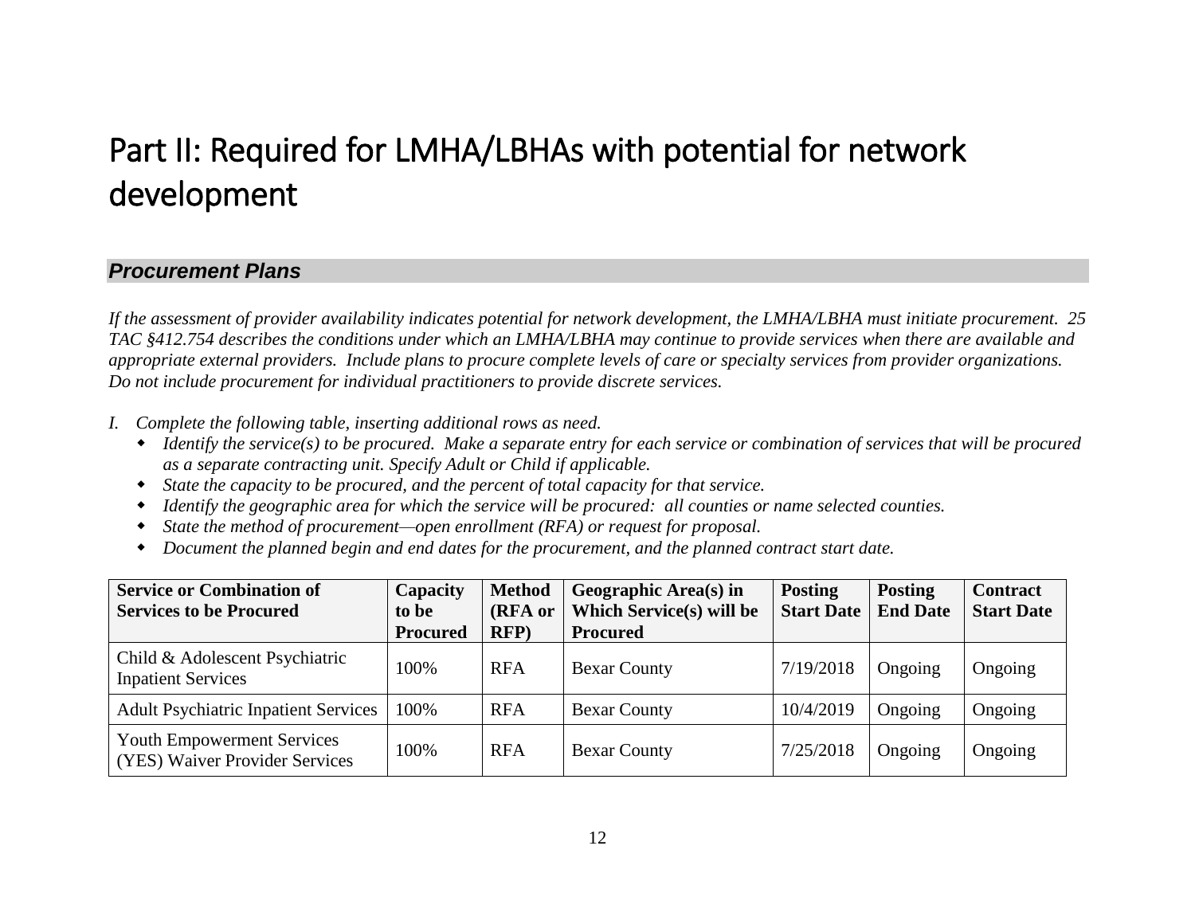# Part II: Required for LMHA/LBHAs with potential for network development

## *Procurement Plans*

*If the assessment of provider availability indicates potential for network development, the LMHA/LBHA must initiate procurement. 25 TAC §412.754 describes the conditions under which an LMHA/LBHA may continue to provide services when there are available and appropriate external providers. Include plans to procure complete levels of care or specialty services from provider organizations. Do not include procurement for individual practitioners to provide discrete services.*

*I. Complete the following table, inserting additional rows as need.*

- *Identify the service(s) to be procured. Make a separate entry for each service or combination of services that will be procured as a separate contracting unit. Specify Adult or Child if applicable.*
- *State the capacity to be procured, and the percent of total capacity for that service.*
- *Identify the geographic area for which the service will be procured: all counties or name selected counties.*
- *State the method of procurement—open enrollment (RFA) or request for proposal.*
- *Document the planned begin and end dates for the procurement, and the planned contract start date.*

| Service or Combination of Services to be Procured | Capacity to be Procured | Method (RFA or RFP) | Geographic Area(s) in Which Service(s) will be Procured | Posting Start Date | Posting End Date | Contract Start Date |
|---|---|---|---|---|---|---|
| Child & Adolescent Psychiatric Inpatient Services | 100% | RFA | Bexar County | 7/19/2018 | Ongoing | Ongoing |
| Adult Psychiatric Inpatient Services | 100% | RFA | Bexar County | 10/4/2019 | Ongoing | Ongoing |
| Youth Empowerment Services (YES) Waiver Provider Services | 100% | RFA | Bexar County | 7/25/2018 | Ongoing | Ongoing |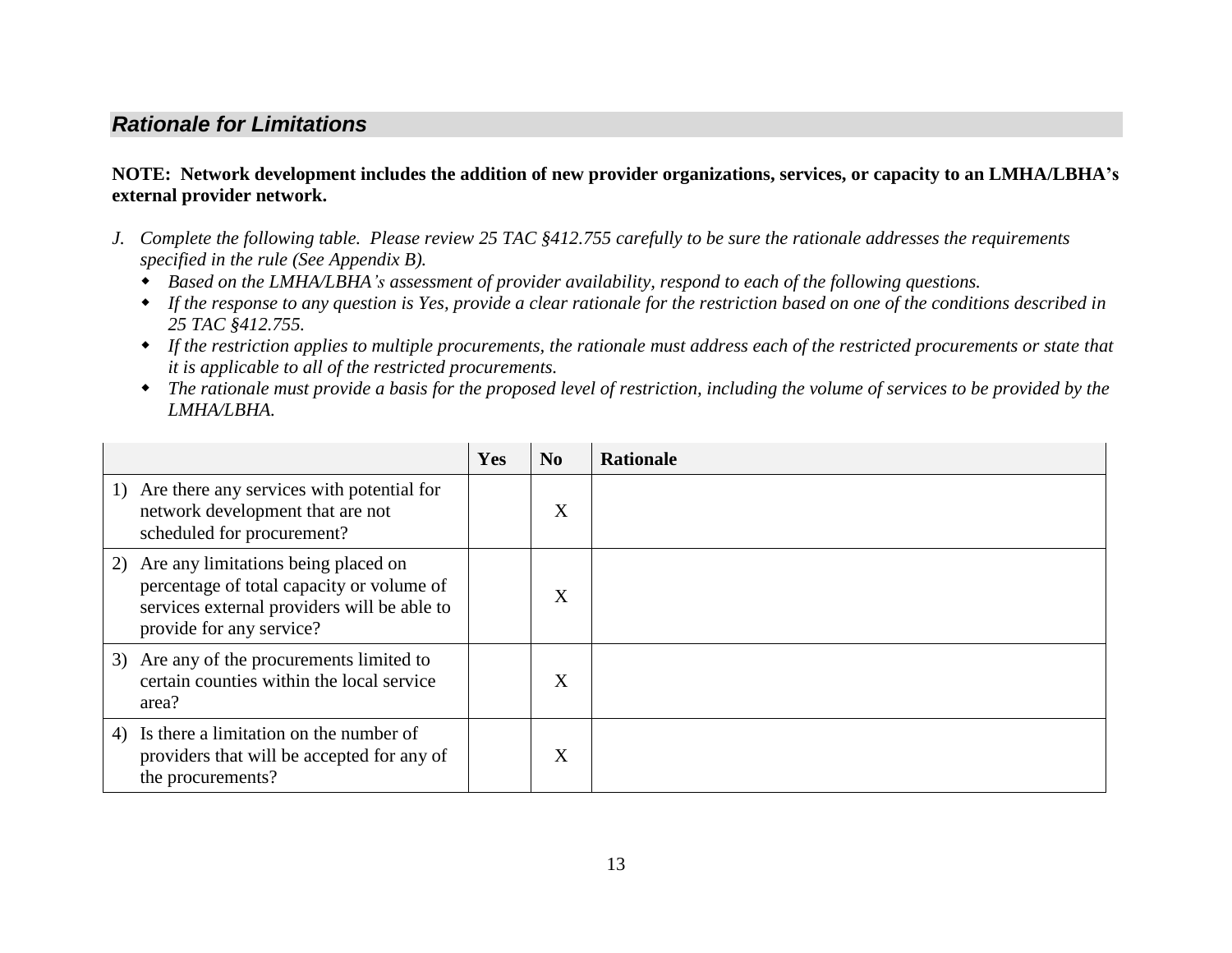## *Rationale for Limitations*

**NOTE: Network development includes the addition of new provider organizations, services, or capacity to an LMHA/LBHA's external provider network.**

*J. Complete the following table. Please review 25 TAC §412.755 carefully to be sure the rationale addresses the requirements specified in the rule (See Appendix B).*

- *Based on the LMHA/LBHA's assessment of provider availability, respond to each of the following questions.*
- *If the response to any question is Yes, provide a clear rationale for the restriction based on one of the conditions described in 25 TAC §412.755.*
- *If the restriction applies to multiple procurements, the rationale must address each of the restricted procurements or state that it is applicable to all of the restricted procurements.*
- *The rationale must provide a basis for the proposed level of restriction, including the volume of services to be provided by the LMHA/LBHA.*

| | **Yes** | **No** | **Rationale** |
|---|---|---|---|
| 1) Are there any services with potential for network development that are not scheduled for procurement? | | X | |
| 2) Are any limitations being placed on percentage of total capacity or volume of services external providers will be able to provide for any service? | | X | |
| 3) Are any of the procurements limited to certain counties within the local service area? | | X | |
| 4) Is there a limitation on the number of providers that will be accepted for any of the procurements? | | X | |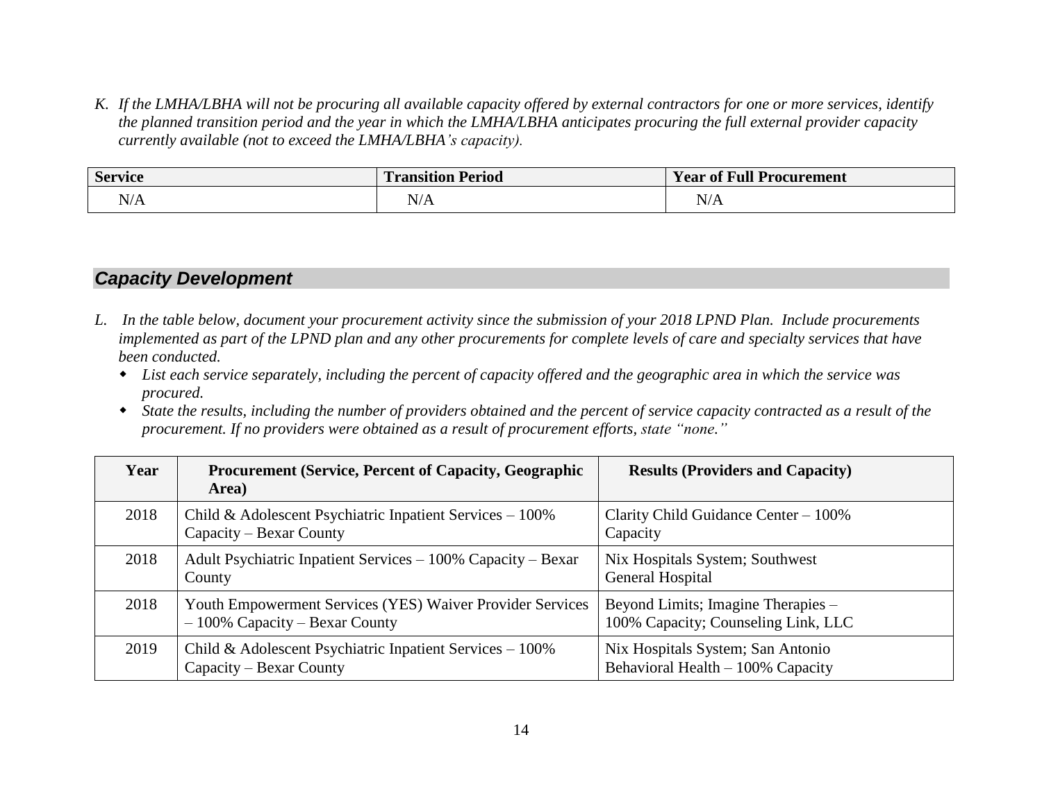*K. If the LMHA/LBHA will not be procuring all available capacity offered by external contractors for one or more services, identify the planned transition period and the year in which the LMHA/LBHA anticipates procuring the full external provider capacity currently available (not to exceed the LMHA/LBHA's capacity).*

| Service | Transition Period | Year of Full Procurement |
|---|---|---|
| N/A | N/A | N/A |

## *Capacity Development*

*L. In the table below, document your procurement activity since the submission of your 2018 LPND Plan. Include procurements implemented as part of the LPND plan and any other procurements for complete levels of care and specialty services that have been conducted.*

- *List each service separately, including the percent of capacity offered and the geographic area in which the service was procured.*
- *State the results, including the number of providers obtained and the percent of service capacity contracted as a result of the procurement. If no providers were obtained as a result of procurement efforts, state "none."*

| Year | Procurement (Service, Percent of Capacity, Geographic Area) | Results (Providers and Capacity) |
|---|---|---|
| 2018 | Child & Adolescent Psychiatric Inpatient Services – 100% Capacity – Bexar County | Clarity Child Guidance Center – 100% Capacity |
| 2018 | Adult Psychiatric Inpatient Services – 100% Capacity – Bexar County | Nix Hospitals System; Southwest General Hospital |
| 2018 | Youth Empowerment Services (YES) Waiver Provider Services – 100% Capacity – Bexar County | Beyond Limits; Imagine Therapies – 100% Capacity; Counseling Link, LLC |
| 2019 | Child & Adolescent Psychiatric Inpatient Services – 100% Capacity – Bexar County | Nix Hospitals System; San Antonio Behavioral Health – 100% Capacity |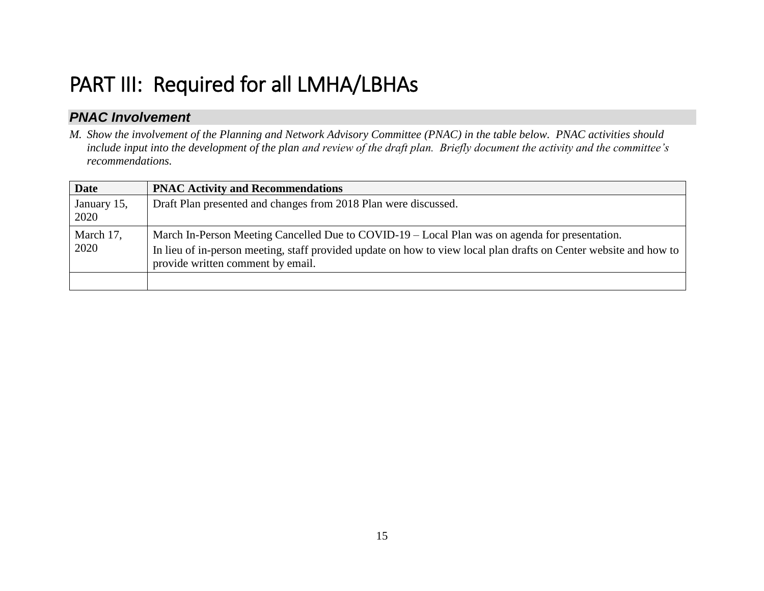# PART III:  Required for all LMHA/LBHAs

### *PNAC Involvement*

*M. Show the involvement of the Planning and Network Advisory Committee (PNAC) in the table below. PNAC activities should include input into the development of the plan and review of the draft plan. Briefly document the activity and the committee's recommendations.*

| Date | PNAC Activity and Recommendations |
|---|---|
| January 15, 2020 | Draft Plan presented and changes from 2018 Plan were discussed. |
| March 17, 2020 | March In-Person Meeting Cancelled Due to COVID-19 – Local Plan was on agenda for presentation. In lieu of in-person meeting, staff provided update on how to view local plan drafts on Center website and how to provide written comment by email. |
| | |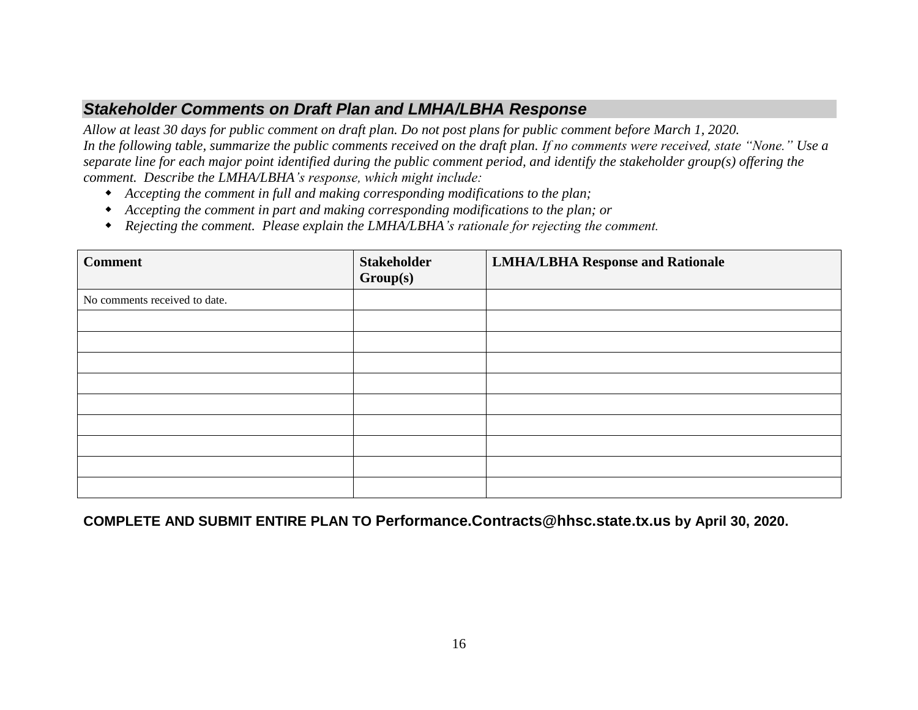## *Stakeholder Comments on Draft Plan and LMHA/LBHA Response*

*Allow at least 30 days for public comment on draft plan. Do not post plans for public comment before March 1, 2020.*
*In the following table, summarize the public comments received on the draft plan. If no comments were received, state "None." Use a separate line for each major point identified during the public comment period, and identify the stakeholder group(s) offering the comment. Describe the LMHA/LBHA's response, which might include:*

- *Accepting the comment in full and making corresponding modifications to the plan;*
- *Accepting the comment in part and making corresponding modifications to the plan; or*
- *Rejecting the comment. Please explain the LMHA/LBHA's rationale for rejecting the comment.*

| Comment | Stakeholder Group(s) | LMHA/LBHA Response and Rationale |
|---|---|---|
| No comments received to date. | | |
| | | |
| | | |
| | | |
| | | |
| | | |
| | | |
| | | |
| | | |
| | | |

**COMPLETE AND SUBMIT ENTIRE PLAN TO Performance.Contracts@hhsc.state.tx.us by April 30, 2020.**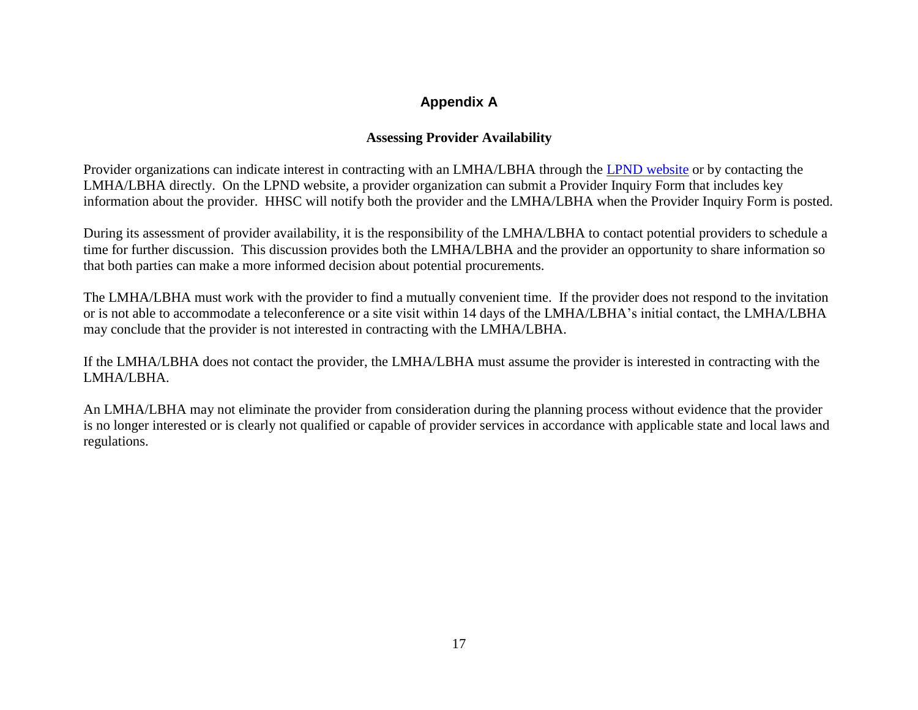# Appendix A

## Assessing Provider Availability

Provider organizations can indicate interest in contracting with an LMHA/LBHA through the LPND website or by contacting the LMHA/LBHA directly. On the LPND website, a provider organization can submit a Provider Inquiry Form that includes key information about the provider. HHSC will notify both the provider and the LMHA/LBHA when the Provider Inquiry Form is posted.

During its assessment of provider availability, it is the responsibility of the LMHA/LBHA to contact potential providers to schedule a time for further discussion. This discussion provides both the LMHA/LBHA and the provider an opportunity to share information so that both parties can make a more informed decision about potential procurements.

The LMHA/LBHA must work with the provider to find a mutually convenient time. If the provider does not respond to the invitation or is not able to accommodate a teleconference or a site visit within 14 days of the LMHA/LBHA's initial contact, the LMHA/LBHA may conclude that the provider is not interested in contracting with the LMHA/LBHA.

If the LMHA/LBHA does not contact the provider, the LMHA/LBHA must assume the provider is interested in contracting with the LMHA/LBHA.

An LMHA/LBHA may not eliminate the provider from consideration during the planning process without evidence that the provider is no longer interested or is clearly not qualified or capable of provider services in accordance with applicable state and local laws and regulations.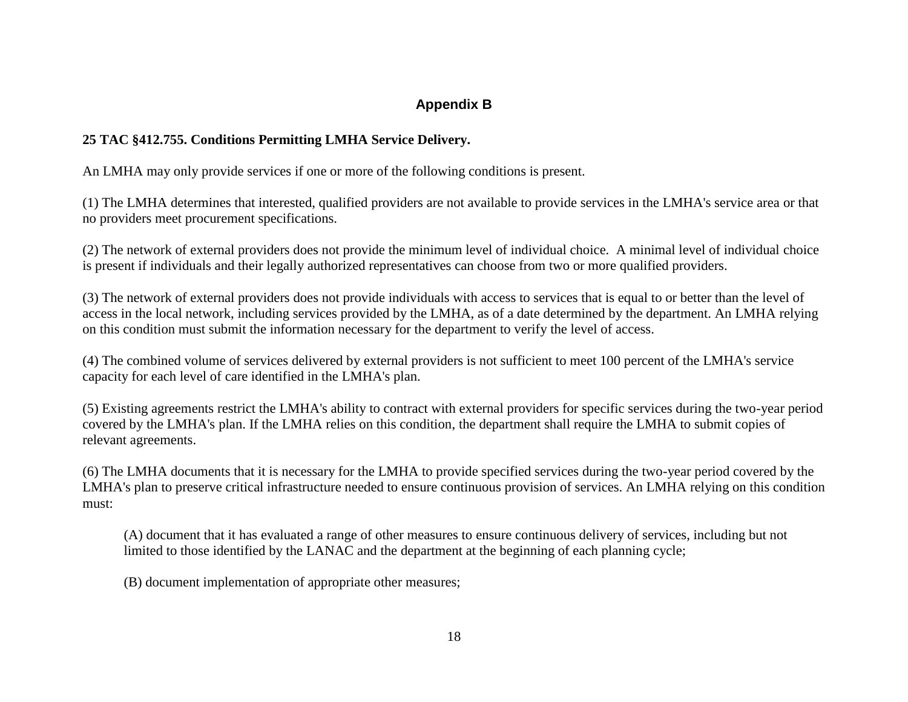## Appendix B

**25 TAC §412.755. Conditions Permitting LMHA Service Delivery.**

An LMHA may only provide services if one or more of the following conditions is present.

(1) The LMHA determines that interested, qualified providers are not available to provide services in the LMHA's service area or that no providers meet procurement specifications.

(2) The network of external providers does not provide the minimum level of individual choice.  A minimal level of individual choice is present if individuals and their legally authorized representatives can choose from two or more qualified providers.

(3) The network of external providers does not provide individuals with access to services that is equal to or better than the level of access in the local network, including services provided by the LMHA, as of a date determined by the department. An LMHA relying on this condition must submit the information necessary for the department to verify the level of access.

(4) The combined volume of services delivered by external providers is not sufficient to meet 100 percent of the LMHA's service capacity for each level of care identified in the LMHA's plan.

(5) Existing agreements restrict the LMHA's ability to contract with external providers for specific services during the two-year period covered by the LMHA's plan. If the LMHA relies on this condition, the department shall require the LMHA to submit copies of relevant agreements.

(6) The LMHA documents that it is necessary for the LMHA to provide specified services during the two-year period covered by the LMHA's plan to preserve critical infrastructure needed to ensure continuous provision of services. An LMHA relying on this condition must:

> (A) document that it has evaluated a range of other measures to ensure continuous delivery of services, including but not limited to those identified by the LANAC and the department at the beginning of each planning cycle;
>
> (B) document implementation of appropriate other measures;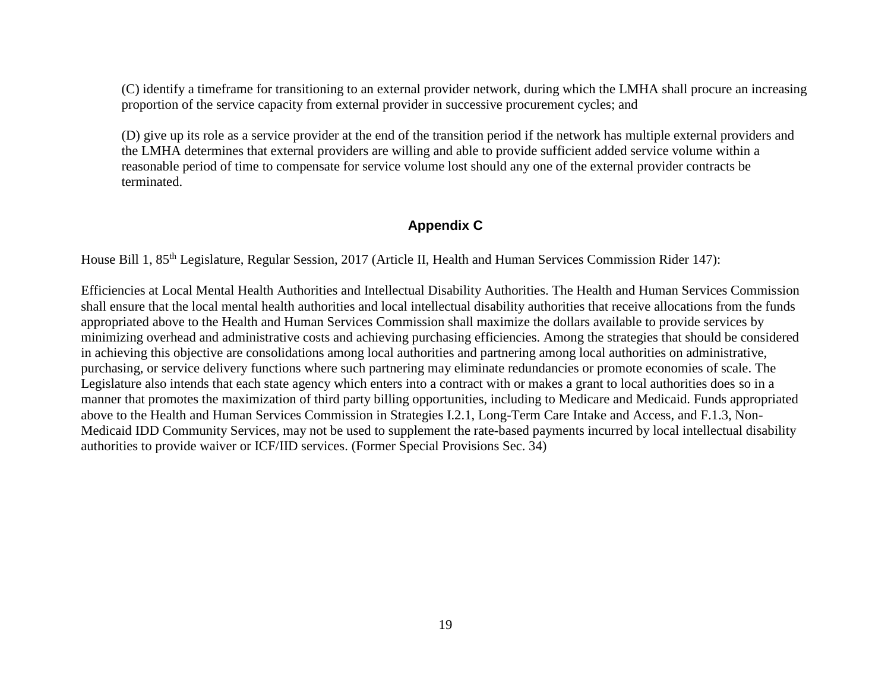(C) identify a timeframe for transitioning to an external provider network, during which the LMHA shall procure an increasing proportion of the service capacity from external provider in successive procurement cycles; and

(D) give up its role as a service provider at the end of the transition period if the network has multiple external providers and the LMHA determines that external providers are willing and able to provide sufficient added service volume within a reasonable period of time to compensate for service volume lost should any one of the external provider contracts be terminated.

## Appendix C

House Bill 1, 85th Legislature, Regular Session, 2017 (Article II, Health and Human Services Commission Rider 147):

Efficiencies at Local Mental Health Authorities and Intellectual Disability Authorities. The Health and Human Services Commission shall ensure that the local mental health authorities and local intellectual disability authorities that receive allocations from the funds appropriated above to the Health and Human Services Commission shall maximize the dollars available to provide services by minimizing overhead and administrative costs and achieving purchasing efficiencies. Among the strategies that should be considered in achieving this objective are consolidations among local authorities and partnering among local authorities on administrative, purchasing, or service delivery functions where such partnering may eliminate redundancies or promote economies of scale. The Legislature also intends that each state agency which enters into a contract with or makes a grant to local authorities does so in a manner that promotes the maximization of third party billing opportunities, including to Medicare and Medicaid. Funds appropriated above to the Health and Human Services Commission in Strategies I.2.1, Long-Term Care Intake and Access, and F.1.3, Non-Medicaid IDD Community Services, may not be used to supplement the rate-based payments incurred by local intellectual disability authorities to provide waiver or ICF/IID services. (Former Special Provisions Sec. 34)